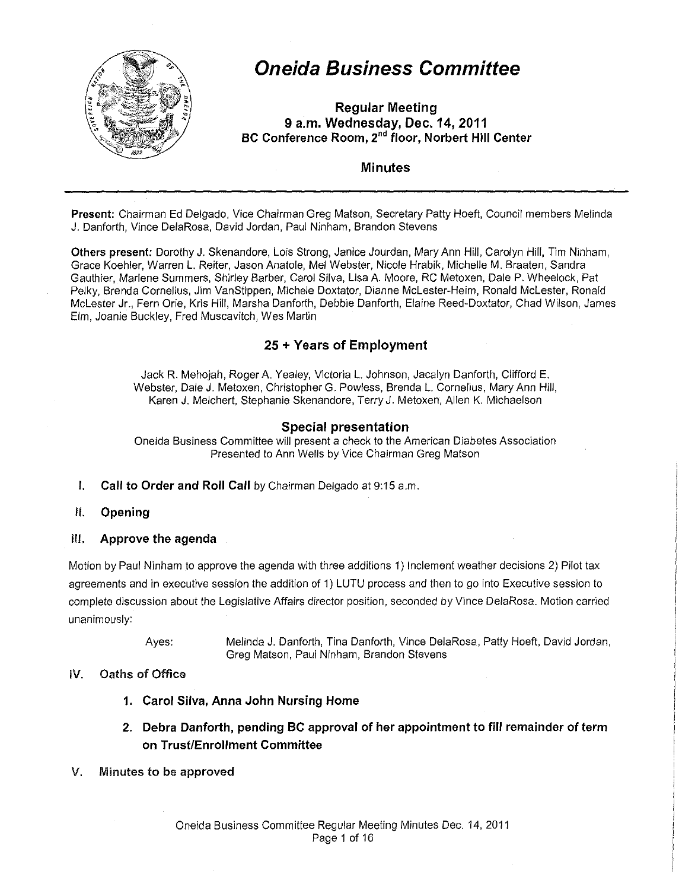# Oneida Business Committee

**Regular Meeting**
**9 a.m. Wednesday, Dec. 14, 2011**
**BC Conference Room, 2nd floor, Norbert Hill Center**

**Minutes**

**Present:** Chairman Ed Delgado, Vice Chairman Greg Matson, Secretary Patty Hoeft, Council members Melinda J. Danforth, Vince DelaRosa, David Jordan, Paul Ninham, Brandon Stevens

**Others present:** Dorothy J. Skenandore, Lois Strong, Janice Jourdan, Mary Ann Hill, Carolyn Hill, Tim Ninham, Grace Koehler, Warren L. Reiter, Jason Anatole, Mel Webster, Nicole Hrabik, Michelle M. Braaten, Sandra Gauthier, Marlene Summers, Shirley Barber, Carol Silva, Lisa A. Moore, RC Metoxen, Dale P. Wheelock, Pat Pelky, Brenda Cornelius, Jim VanStippen, Michele Doxtator, Dianne McLester-Heim, Ronald McLester, Ronald McLester Jr., Fern Orie, Kris Hill, Marsha Danforth, Debbie Danforth, Elaine Reed-Doxtator, Chad Wilson, James Elm, Joanie Buckley, Fred Muscavitch, Wes Martin

## 25 + Years of Employment

Jack R. Mehojah, Roger A. Yealey, Victoria L. Johnson, Jacalyn Danforth, Clifford E. Webster, Dale J. Metoxen, Christopher G. Powless, Brenda L. Cornelius, Mary Ann Hill, Karen J. Melchert, Stephanie Skenandore, Terry J. Metoxen, Allen K. Michaelson

## Special presentation

Oneida Business Committee will present a check to the American Diabetes Association
Presented to Ann Wells by Vice Chairman Greg Matson

I. **Call to Order and Roll Call** by Chairman Delgado at 9:15 a.m.

II. **Opening**

III. **Approve the agenda**

Motion by Paul Ninham to approve the agenda with three additions 1) Inclement weather decisions 2) Pilot tax agreements and in executive session the addition of 1) LUTU process and then to go into Executive session to complete discussion about the Legislative Affairs director position, seconded by Vince DelaRosa. Motion carried unanimously:

Ayes: Melinda J. Danforth, Tina Danforth, Vince DelaRosa, Patty Hoeft, David Jordan, Greg Matson, Paul Ninham, Brandon Stevens

IV. Oaths of Office

1. **Carol Silva, Anna John Nursing Home**
2. **Debra Danforth, pending BC approval of her appointment to fill remainder of term on Trust/Enrollment Committee**

V. Minutes to be approved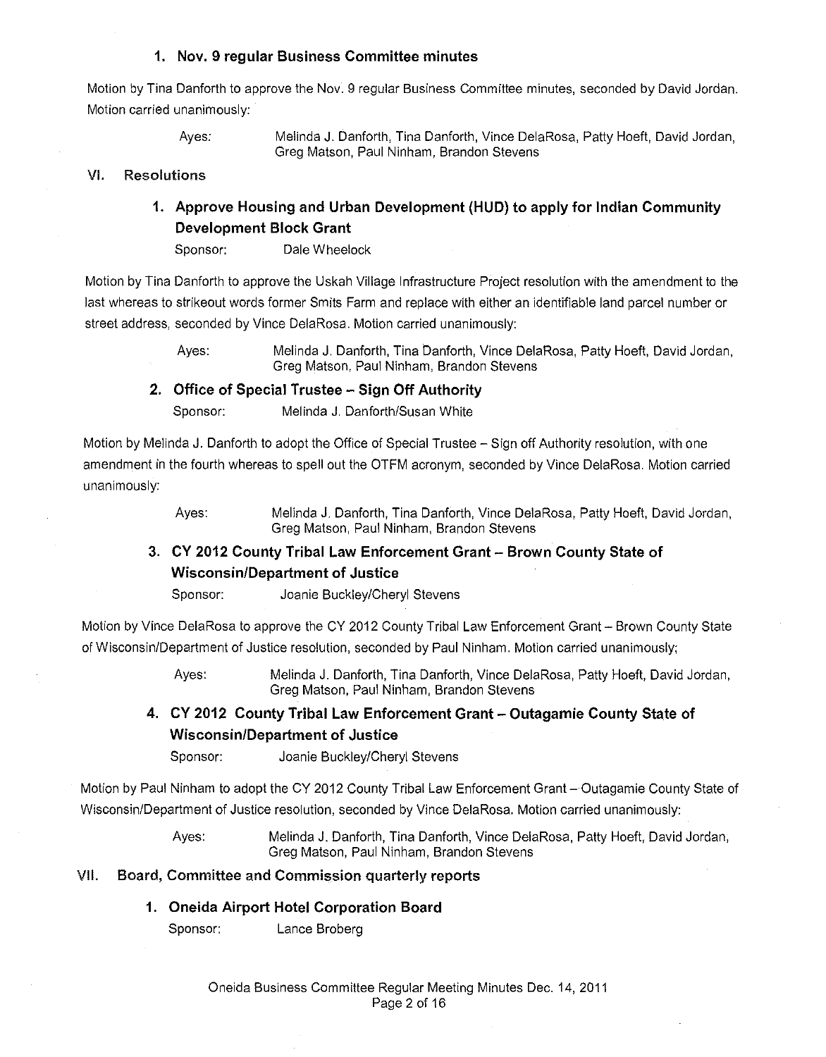### 1. Nov. 9 regular Business Committee minutes

Motion by Tina Danforth to approve the Nov. 9 regular Business Committee minutes, seconded by David Jordan. Motion carried unanimously:

> Ayes: Melinda J. Danforth, Tina Danforth, Vince DelaRosa, Patty Hoeft, David Jordan, Greg Matson, Paul Ninham, Brandon Stevens

## VI. Resolutions

### 1. Approve Housing and Urban Development (HUD) to apply for Indian Community Development Block Grant

Sponsor: Dale Wheelock

Motion by Tina Danforth to approve the Uskah Village Infrastructure Project resolution with the amendment to the last whereas to strikeout words former Smits Farm and replace with either an identifiable land parcel number or street address, seconded by Vince DelaRosa. Motion carried unanimously:

> Ayes: Melinda J. Danforth, Tina Danforth, Vince DelaRosa, Patty Hoeft, David Jordan, Greg Matson, Paul Ninham, Brandon Stevens

### 2. Office of Special Trustee – Sign Off Authority

Sponsor: Melinda J. Danforth/Susan White

Motion by Melinda J. Danforth to adopt the Office of Special Trustee – Sign off Authority resolution, with one amendment in the fourth whereas to spell out the OTFM acronym, seconded by Vince DelaRosa. Motion carried unanimously:

> Ayes: Melinda J. Danforth, Tina Danforth, Vince DelaRosa, Patty Hoeft, David Jordan, Greg Matson, Paul Ninham, Brandon Stevens

### 3. CY 2012 County Tribal Law Enforcement Grant – Brown County State of Wisconsin/Department of Justice

Sponsor: Joanie Buckley/Cheryl Stevens

Motion by Vince DelaRosa to approve the CY 2012 County Tribal Law Enforcement Grant – Brown County State of Wisconsin/Department of Justice resolution, seconded by Paul Ninham. Motion carried unanimously;

> Ayes: Melinda J. Danforth, Tina Danforth, Vince DelaRosa, Patty Hoeft, David Jordan, Greg Matson, Paul Ninham, Brandon Stevens

### 4. CY 2012 County Tribal Law Enforcement Grant – Outagamie County State of Wisconsin/Department of Justice

Sponsor: Joanie Buckley/Cheryl Stevens

Motion by Paul Ninham to adopt the CY 2012 County Tribal Law Enforcement Grant – Outagamie County State of Wisconsin/Department of Justice resolution, seconded by Vince DelaRosa. Motion carried unanimously:

> Ayes: Melinda J. Danforth, Tina Danforth, Vince DelaRosa, Patty Hoeft, David Jordan, Greg Matson, Paul Ninham, Brandon Stevens

## VII. Board, Committee and Commission quarterly reports

### 1. Oneida Airport Hotel Corporation Board

Sponsor: Lance Broberg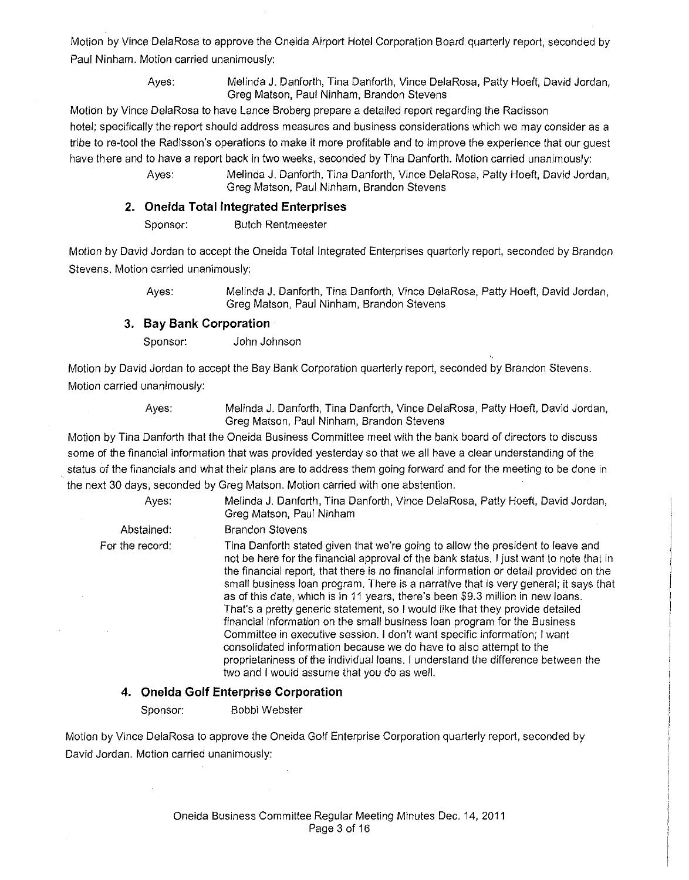Motion by Vince DelaRosa to approve the Oneida Airport Hotel Corporation Board quarterly report, seconded by Paul Ninham. Motion carried unanimously:

Ayes: Melinda J. Danforth, Tina Danforth, Vince DelaRosa, Patty Hoeft, David Jordan, Greg Matson, Paul Ninham, Brandon Stevens

Motion by Vince DelaRosa to have Lance Broberg prepare a detailed report regarding the Radisson hotel; specifically the report should address measures and business considerations which we may consider as a tribe to re-tool the Radisson's operations to make it more profitable and to improve the experience that our guest have there and to have a report back in two weeks, seconded by Tina Danforth. Motion carried unanimously:

Ayes: Melinda J. Danforth, Tina Danforth, Vince DelaRosa, Patty Hoeft, David Jordan, Greg Matson, Paul Ninham, Brandon Stevens

### 2. Oneida Total Integrated Enterprises

Sponsor: Butch Rentmeester

Motion by David Jordan to accept the Oneida Total Integrated Enterprises quarterly report, seconded by Brandon Stevens. Motion carried unanimously:

Ayes: Melinda J. Danforth, Tina Danforth, Vince DelaRosa, Patty Hoeft, David Jordan, Greg Matson, Paul Ninham, Brandon Stevens

### 3. Bay Bank Corporation

Sponsor: John Johnson

Motion by David Jordan to accept the Bay Bank Corporation quarterly report, seconded by Brandon Stevens. Motion carried unanimously:

Ayes: Melinda J. Danforth, Tina Danforth, Vince DelaRosa, Patty Hoeft, David Jordan, Greg Matson, Paul Ninham, Brandon Stevens

Motion by Tina Danforth that the Oneida Business Committee meet with the bank board of directors to discuss some of the financial information that was provided yesterday so that we all have a clear understanding of the status of the financials and what their plans are to address them going forward and for the meeting to be done in the next 30 days, seconded by Greg Matson. Motion carried with one abstention.

Ayes: Melinda J. Danforth, Tina Danforth, Vince DelaRosa, Patty Hoeft, David Jordan, Greg Matson, Paul Ninham

Abstained: Brandon Stevens

For the record: Tina Danforth stated given that we're going to allow the president to leave and not be here for the financial approval of the bank status, I just want to note that in the financial report, that there is no financial information or detail provided on the small business loan program. There is a narrative that is very general; it says that as of this date, which is in 11 years, there's been $9.3 million in new loans. That's a pretty generic statement, so I would like that they provide detailed financial information on the small business loan program for the Business Committee in executive session. I don't want specific information; I want consolidated information because we do have to also attempt to the proprietariness of the individual loans. I understand the difference between the two and I would assume that you do as well.

### 4. Oneida Golf Enterprise Corporation

Sponsor: Bobbi Webster

Motion by Vince DelaRosa to approve the Oneida Golf Enterprise Corporation quarterly report, seconded by David Jordan. Motion carried unanimously: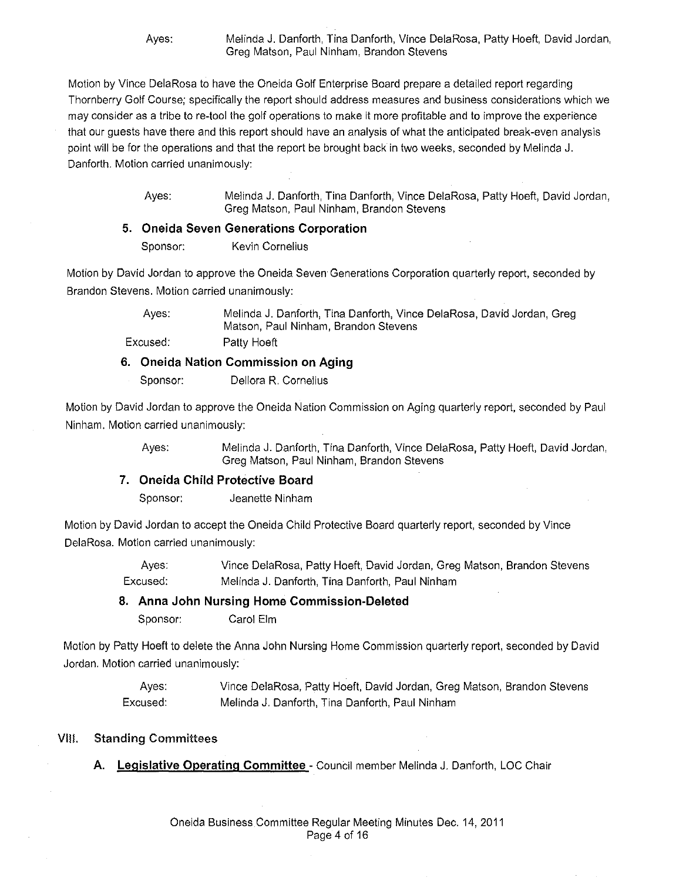Ayes: Melinda J. Danforth, Tina Danforth, Vince DelaRosa, Patty Hoeft, David Jordan, Greg Matson, Paul Ninham, Brandon Stevens

Motion by Vince DelaRosa to have the Oneida Golf Enterprise Board prepare a detailed report regarding Thornberry Golf Course; specifically the report should address measures and business considerations which we may consider as a tribe to re-tool the golf operations to make it more profitable and to improve the experience that our guests have there and this report should have an analysis of what the anticipated break-even analysis point will be for the operations and that the report be brought back in two weeks, seconded by Melinda J. Danforth. Motion carried unanimously:

Ayes: Melinda J. Danforth, Tina Danforth, Vince DelaRosa, Patty Hoeft, David Jordan, Greg Matson, Paul Ninham, Brandon Stevens

### 5. Oneida Seven Generations Corporation

Sponsor: Kevin Cornelius

Motion by David Jordan to approve the Oneida Seven Generations Corporation quarterly report, seconded by Brandon Stevens. Motion carried unanimously:

Ayes: Melinda J. Danforth, Tina Danforth, Vince DelaRosa, David Jordan, Greg Matson, Paul Ninham, Brandon Stevens

Excused: Patty Hoeft

### 6. Oneida Nation Commission on Aging

Sponsor: Dellora R. Cornelius

Motion by David Jordan to approve the Oneida Nation Commission on Aging quarterly report, seconded by Paul Ninham. Motion carried unanimously:

Ayes: Melinda J. Danforth, Tina Danforth, Vince DelaRosa, Patty Hoeft, David Jordan, Greg Matson, Paul Ninham, Brandon Stevens

### 7. Oneida Child Protective Board

Sponsor: Jeanette Ninham

Motion by David Jordan to accept the Oneida Child Protective Board quarterly report, seconded by Vince DelaRosa. Motion carried unanimously:

Ayes: Vince DelaRosa, Patty Hoeft, David Jordan, Greg Matson, Brandon Stevens

Excused: Melinda J. Danforth, Tina Danforth, Paul Ninham

### 8. Anna John Nursing Home Commission-Deleted

Sponsor: Carol Elm

Motion by Patty Hoeft to delete the Anna John Nursing Home Commission quarterly report, seconded by David Jordan. Motion carried unanimously:

Ayes: Vince DelaRosa, Patty Hoeft, David Jordan, Greg Matson, Brandon Stevens

Excused: Melinda J. Danforth, Tina Danforth, Paul Ninham

## VIII. Standing Committees

**A. Legislative Operating Committee** - Council member Melinda J. Danforth, LOC Chair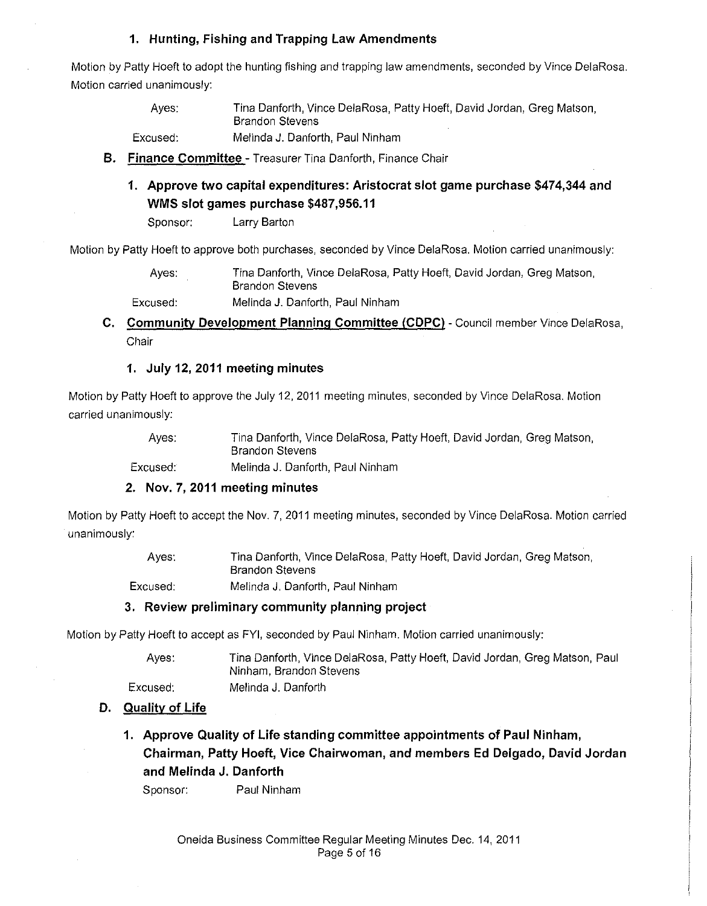### 1. Hunting, Fishing and Trapping Law Amendments

Motion by Patty Hoeft to adopt the hunting fishing and trapping law amendments, seconded by Vince DelaRosa. Motion carried unanimously:

Ayes: Tina Danforth, Vince DelaRosa, Patty Hoeft, David Jordan, Greg Matson, Brandon Stevens

Excused: Melinda J. Danforth, Paul Ninham

## B. Finance Committee - Treasurer Tina Danforth, Finance Chair

### 1. Approve two capital expenditures: Aristocrat slot game purchase $474,344 and WMS slot games purchase $487,956.11

Sponsor: Larry Barton

Motion by Patty Hoeft to approve both purchases, seconded by Vince DelaRosa. Motion carried unanimously:

Ayes: Tina Danforth, Vince DelaRosa, Patty Hoeft, David Jordan, Greg Matson, Brandon Stevens

Excused: Melinda J. Danforth, Paul Ninham

## C. Community Development Planning Committee (CDPC) - Council member Vince DelaRosa, Chair

### 1. July 12, 2011 meeting minutes

Motion by Patty Hoeft to approve the July 12, 2011 meeting minutes, seconded by Vince DelaRosa. Motion carried unanimously:

Ayes: Tina Danforth, Vince DelaRosa, Patty Hoeft, David Jordan, Greg Matson, Brandon Stevens

Excused: Melinda J. Danforth, Paul Ninham

### 2. Nov. 7, 2011 meeting minutes

Motion by Patty Hoeft to accept the Nov. 7, 2011 meeting minutes, seconded by Vince DelaRosa. Motion carried unanimously:

Ayes: Tina Danforth, Vince DelaRosa, Patty Hoeft, David Jordan, Greg Matson, Brandon Stevens

Excused: Melinda J. Danforth, Paul Ninham

### 3. Review preliminary community planning project

Motion by Patty Hoeft to accept as FYI, seconded by Paul Ninham. Motion carried unanimously:

Ayes: Tina Danforth, Vince DelaRosa, Patty Hoeft, David Jordan, Greg Matson, Paul Ninham, Brandon Stevens

Excused: Melinda J. Danforth

## D. Quality of Life

### 1. Approve Quality of Life standing committee appointments of Paul Ninham, Chairman, Patty Hoeft, Vice Chairwoman, and members Ed Delgado, David Jordan and Melinda J. Danforth

Sponsor: Paul Ninham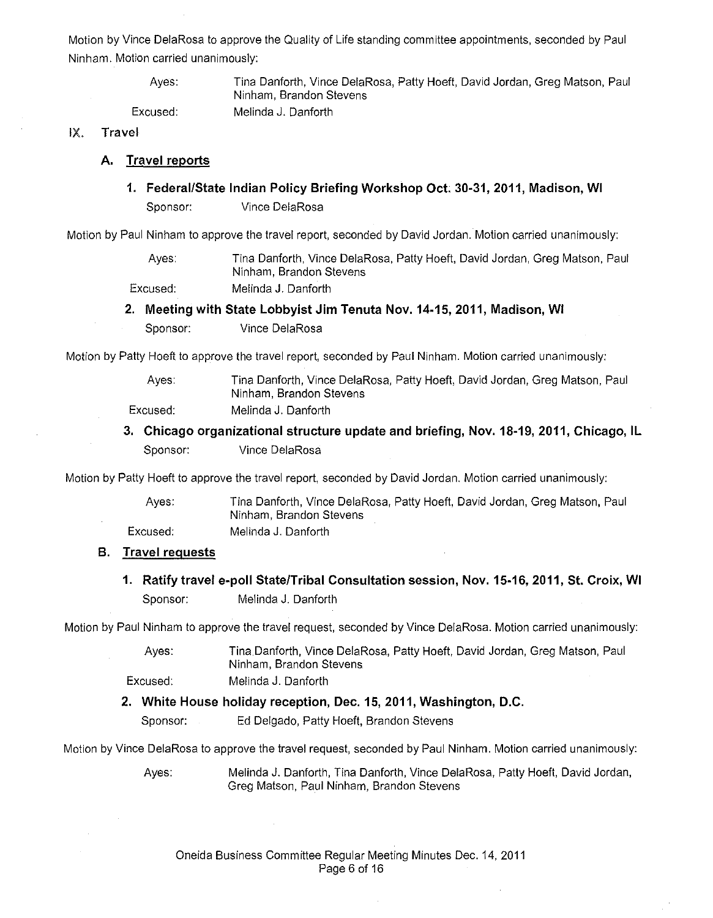Motion by Vince DelaRosa to approve the Quality of Life standing committee appointments, seconded by Paul Ninham. Motion carried unanimously:

Ayes: Tina Danforth, Vince DelaRosa, Patty Hoeft, David Jordan, Greg Matson, Paul Ninham, Brandon Stevens

Excused: Melinda J. Danforth

## IX. Travel

### A. Travel reports

#### 1. Federal/State Indian Policy Briefing Workshop Oct. 30-31, 2011, Madison, WI

Sponsor: Vince DelaRosa

Motion by Paul Ninham to approve the travel report, seconded by David Jordan. Motion carried unanimously:

Ayes: Tina Danforth, Vince DelaRosa, Patty Hoeft, David Jordan, Greg Matson, Paul Ninham, Brandon Stevens

Excused: Melinda J. Danforth

#### 2. Meeting with State Lobbyist Jim Tenuta Nov. 14-15, 2011, Madison, WI

Sponsor: Vince DelaRosa

Motion by Patty Hoeft to approve the travel report, seconded by Paul Ninham. Motion carried unanimously:

Ayes: Tina Danforth, Vince DelaRosa, Patty Hoeft, David Jordan, Greg Matson, Paul Ninham, Brandon Stevens

Excused: Melinda J. Danforth

#### 3. Chicago organizational structure update and briefing, Nov. 18-19, 2011, Chicago, IL

Sponsor: Vince DelaRosa

Motion by Patty Hoeft to approve the travel report, seconded by David Jordan. Motion carried unanimously:

Ayes: Tina Danforth, Vince DelaRosa, Patty Hoeft, David Jordan, Greg Matson, Paul Ninham, Brandon Stevens

Excused: Melinda J. Danforth

### B. Travel requests

#### 1. Ratify travel e-poll State/Tribal Consultation session, Nov. 15-16, 2011, St. Croix, WI

Sponsor: Melinda J. Danforth

Motion by Paul Ninham to approve the travel request, seconded by Vince DelaRosa. Motion carried unanimously:

Ayes: Tina Danforth, Vince DelaRosa, Patty Hoeft, David Jordan, Greg Matson, Paul Ninham, Brandon Stevens

Excused: Melinda J. Danforth

#### 2. White House holiday reception, Dec. 15, 2011, Washington, D.C.

Sponsor: Ed Delgado, Patty Hoeft, Brandon Stevens

Motion by Vince DelaRosa to approve the travel request, seconded by Paul Ninham. Motion carried unanimously:

Ayes: Melinda J. Danforth, Tina Danforth, Vince DelaRosa, Patty Hoeft, David Jordan, Greg Matson, Paul Ninham, Brandon Stevens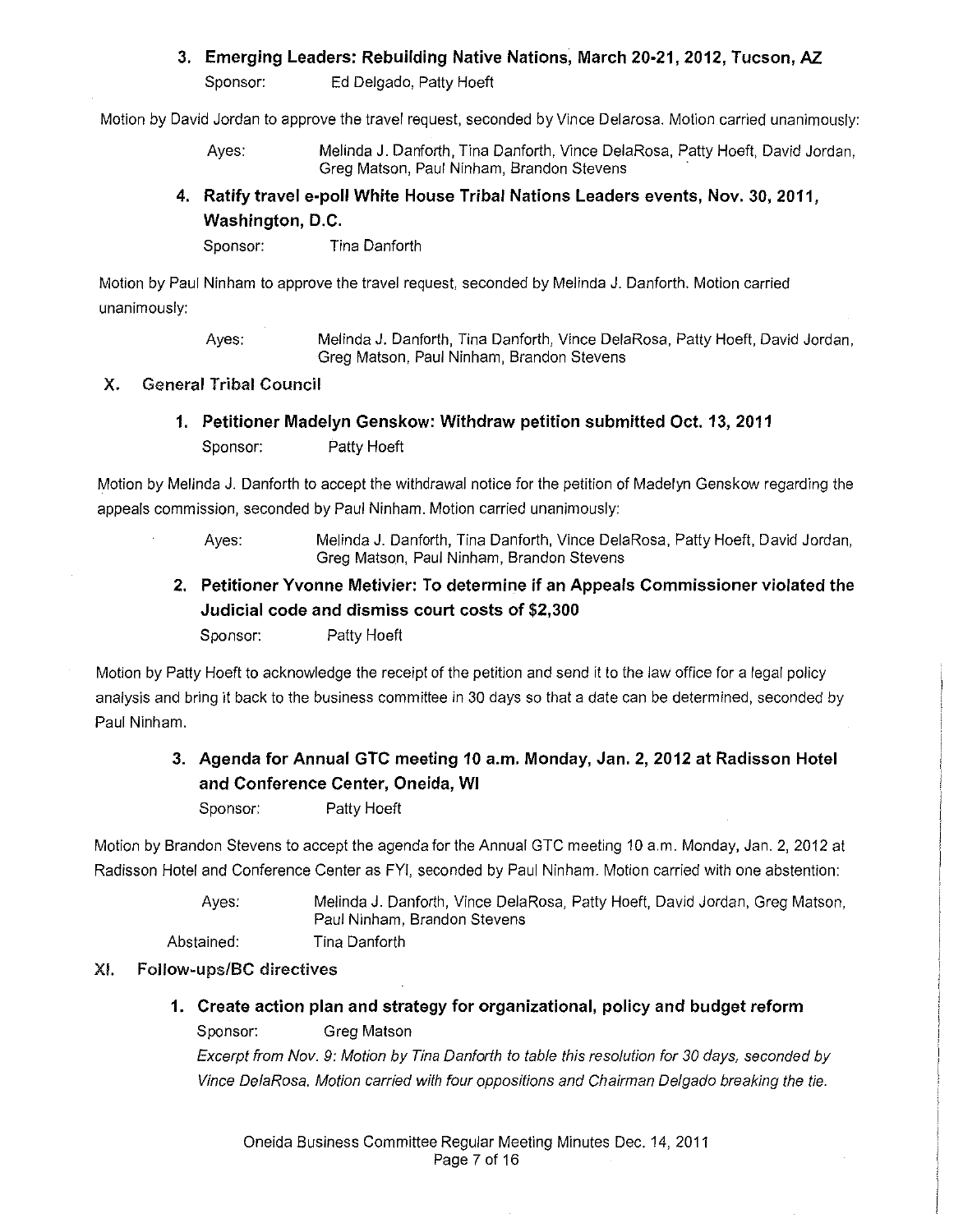### 3. Emerging Leaders: Rebuilding Native Nations, March 20-21, 2012, Tucson, AZ

Sponsor: Ed Delgado, Patty Hoeft

Motion by David Jordan to approve the travel request, seconded by Vince Delarosa. Motion carried unanimously:

Ayes: Melinda J. Danforth, Tina Danforth, Vince DelaRosa, Patty Hoeft, David Jordan, Greg Matson, Paul Ninham, Brandon Stevens

### 4. Ratify travel e-poll White House Tribal Nations Leaders events, Nov. 30, 2011, Washington, D.C.

Sponsor: Tina Danforth

Motion by Paul Ninham to approve the travel request, seconded by Melinda J. Danforth. Motion carried unanimously:

Ayes: Melinda J. Danforth, Tina Danforth, Vince DelaRosa, Patty Hoeft, David Jordan, Greg Matson, Paul Ninham, Brandon Stevens

## X. General Tribal Council

### 1. Petitioner Madelyn Genskow: Withdraw petition submitted Oct. 13, 2011

Sponsor: Patty Hoeft

Motion by Melinda J. Danforth to accept the withdrawal notice for the petition of Madelyn Genskow regarding the appeals commission, seconded by Paul Ninham. Motion carried unanimously:

Ayes: Melinda J. Danforth, Tina Danforth, Vince DelaRosa, Patty Hoeft, David Jordan, Greg Matson, Paul Ninham, Brandon Stevens

### 2. Petitioner Yvonne Metivier: To determine if an Appeals Commissioner violated the Judicial code and dismiss court costs of $2,300

Sponsor: Patty Hoeft

Motion by Patty Hoeft to acknowledge the receipt of the petition and send it to the law office for a legal policy analysis and bring it back to the business committee in 30 days so that a date can be determined, seconded by Paul Ninham.

### 3. Agenda for Annual GTC meeting 10 a.m. Monday, Jan. 2, 2012 at Radisson Hotel and Conference Center, Oneida, WI

Sponsor: Patty Hoeft

Motion by Brandon Stevens to accept the agenda for the Annual GTC meeting 10 a.m. Monday, Jan. 2, 2012 at Radisson Hotel and Conference Center as FYI, seconded by Paul Ninham. Motion carried with one abstention:

Ayes: Melinda J. Danforth, Vince DelaRosa, Patty Hoeft, David Jordan, Greg Matson, Paul Ninham, Brandon Stevens

Abstained: Tina Danforth

## XI. Follow-ups/BC directives

### 1. Create action plan and strategy for organizational, policy and budget reform

Sponsor: Greg Matson

*Excerpt from Nov. 9: Motion by Tina Danforth to table this resolution for 30 days, seconded by Vince DelaRosa. Motion carried with four oppositions and Chairman Delgado breaking the tie.*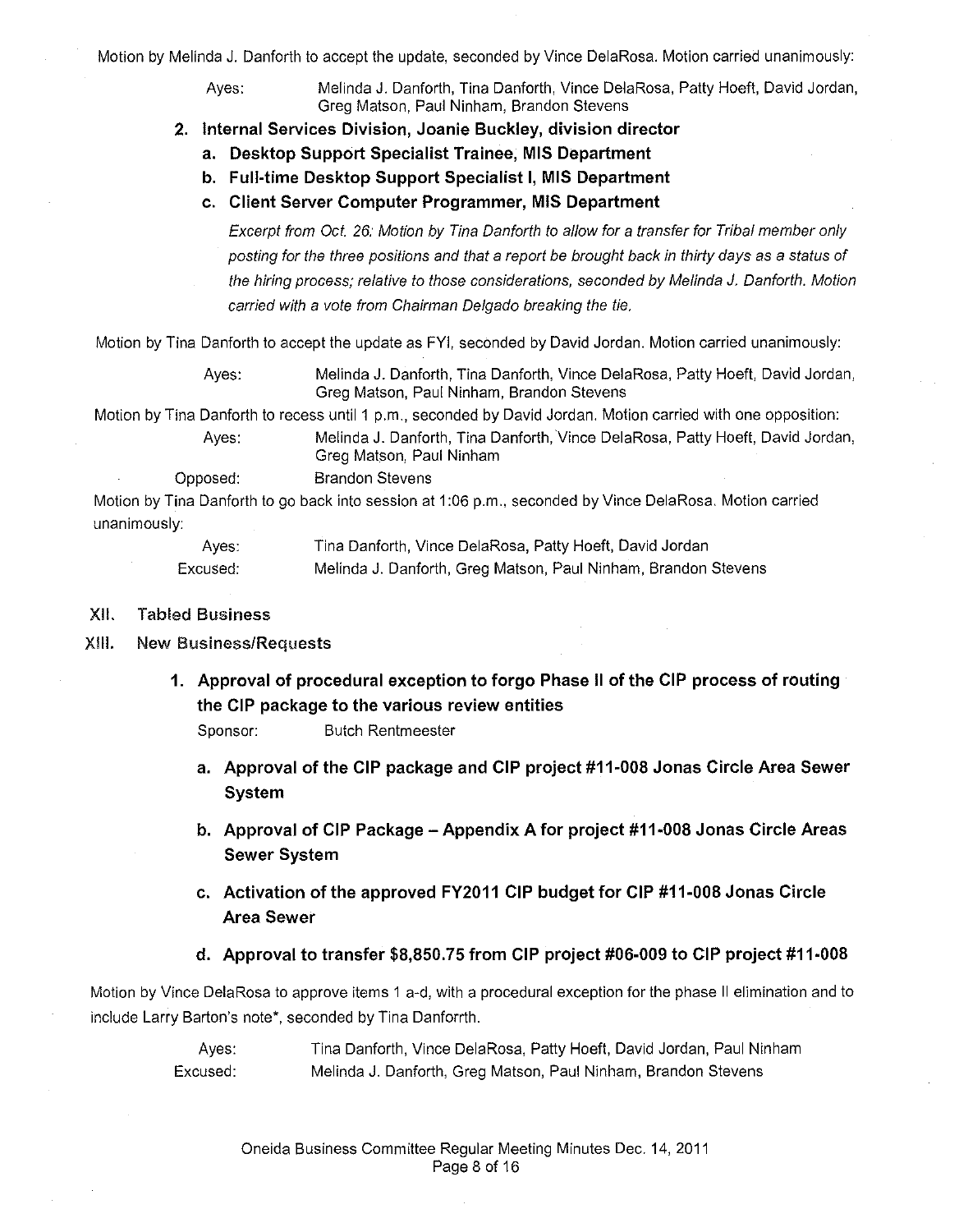Motion by Melinda J. Danforth to accept the update, seconded by Vince DelaRosa. Motion carried unanimously:

Ayes: Melinda J. Danforth, Tina Danforth, Vince DelaRosa, Patty Hoeft, David Jordan, Greg Matson, Paul Ninham, Brandon Stevens

2. **Internal Services Division, Joanie Buckley, division director**
   a. **Desktop Support Specialist Trainee, MIS Department**
   b. **Full-time Desktop Support Specialist I, MIS Department**
   c. **Client Server Computer Programmer, MIS Department**

   *Excerpt from Oct. 26: Motion by Tina Danforth to allow for a transfer for Tribal member only posting for the three positions and that a report be brought back in thirty days as a status of the hiring process; relative to those considerations, seconded by Melinda J. Danforth. Motion carried with a vote from Chairman Delgado breaking the tie.*

Motion by Tina Danforth to accept the update as FYI, seconded by David Jordan. Motion carried unanimously:

Ayes: Melinda J. Danforth, Tina Danforth, Vince DelaRosa, Patty Hoeft, David Jordan, Greg Matson, Paul Ninham, Brandon Stevens

Motion by Tina Danforth to recess until 1 p.m., seconded by David Jordan. Motion carried with one opposition:

Ayes: Melinda J. Danforth, Tina Danforth, Vince DelaRosa, Patty Hoeft, David Jordan, Greg Matson, Paul Ninham

Opposed: Brandon Stevens

Motion by Tina Danforth to go back into session at 1:06 p.m., seconded by Vince DelaRosa. Motion carried unanimously:

Ayes: Tina Danforth, Vince DelaRosa, Patty Hoeft, David Jordan

Excused: Melinda J. Danforth, Greg Matson, Paul Ninham, Brandon Stevens

## XII. Tabled Business

## XIII. New Business/Requests

1. **Approval of procedural exception to forgo Phase II of the CIP process of routing the CIP package to the various review entities**

   Sponsor: Butch Rentmeester

   a. **Approval of the CIP package and CIP project #11-008 Jonas Circle Area Sewer System**

   b. **Approval of CIP Package – Appendix A for project #11-008 Jonas Circle Areas Sewer System**

   c. **Activation of the approved FY2011 CIP budget for CIP #11-008 Jonas Circle Area Sewer**

   d. **Approval to transfer $8,850.75 from CIP project #06-009 to CIP project #11-008**

Motion by Vince DelaRosa to approve items 1 a-d, with a procedural exception for the phase II elimination and to include Larry Barton's note*, seconded by Tina Danforrth.

Ayes: Tina Danforth, Vince DelaRosa, Patty Hoeft, David Jordan, Paul Ninham

Excused: Melinda J. Danforth, Greg Matson, Paul Ninham, Brandon Stevens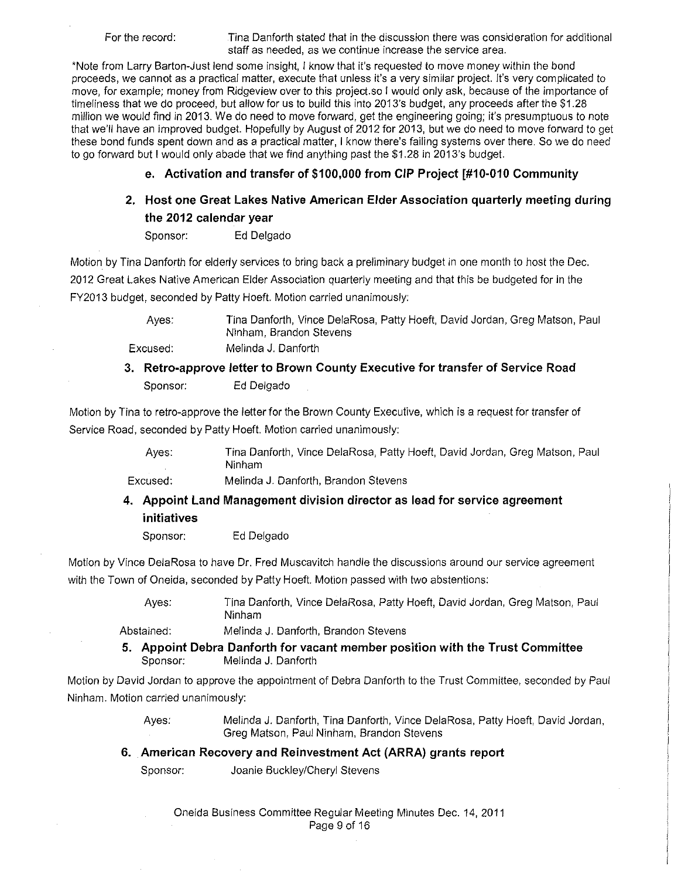For the record: Tina Danforth stated that in the discussion there was consideration for additional staff as needed, as we continue increase the service area.

*Note from Larry Barton-Just lend some insight, I know that it's requested to move money within the bond proceeds, we cannot as a practical matter, execute that unless it's a very similar project. It's very complicated to move, for example; money from Ridgeview over to this project.so I would only ask, because of the importance of timeliness that we do proceed, but allow for us to build this into 2013's budget, any proceeds after the $1.28 million we would find in 2013. We do need to move forward, get the engineering going; it's presumptuous to note that we'll have an improved budget. Hopefully by August of 2012 for 2013, but we do need to move forward to get these bond funds spent down and as a practical matter, I know there's failing systems over there. So we do need to go forward but I would only abade that we find anything past the $1.28 in 2013's budget.

**e. Activation and transfer of $100,000 from CIP Project [#10-010 Community**

## 2. Host one Great Lakes Native American Elder Association quarterly meeting during the 2012 calendar year

Sponsor: Ed Delgado

Motion by Tina Danforth for elderly services to bring back a preliminary budget in one month to host the Dec. 2012 Great Lakes Native American Elder Association quarterly meeting and that this be budgeted for in the FY2013 budget, seconded by Patty Hoeft. Motion carried unanimously:

Ayes: Tina Danforth, Vince DelaRosa, Patty Hoeft, David Jordan, Greg Matson, Paul Ninham, Brandon Stevens

Excused: Melinda J. Danforth

## 3. Retro-approve letter to Brown County Executive for transfer of Service Road

Sponsor: Ed Delgado

Motion by Tina to retro-approve the letter for the Brown County Executive, which is a request for transfer of Service Road, seconded by Patty Hoeft. Motion carried unanimously:

Ayes: Tina Danforth, Vince DelaRosa, Patty Hoeft, David Jordan, Greg Matson, Paul Ninham

Excused: Melinda J. Danforth, Brandon Stevens

## 4. Appoint Land Management division director as lead for service agreement initiatives

Sponsor: Ed Delgado

Motion by Vince DelaRosa to have Dr. Fred Muscavitch handle the discussions around our service agreement with the Town of Oneida, seconded by Patty Hoeft. Motion passed with two abstentions:

Ayes: Tina Danforth, Vince DelaRosa, Patty Hoeft, David Jordan, Greg Matson, Paul Ninham

Abstained: Melinda J. Danforth, Brandon Stevens

## 5. Appoint Debra Danforth for vacant member position with the Trust Committee

Sponsor: Melinda J. Danforth

Motion by David Jordan to approve the appointment of Debra Danforth to the Trust Committee, seconded by Paul Ninham. Motion carried unanimously:

Ayes: Melinda J. Danforth, Tina Danforth, Vince DelaRosa, Patty Hoeft, David Jordan, Greg Matson, Paul Ninham, Brandon Stevens

## 6. American Recovery and Reinvestment Act (ARRA) grants report

Sponsor: Joanie Buckley/Cheryl Stevens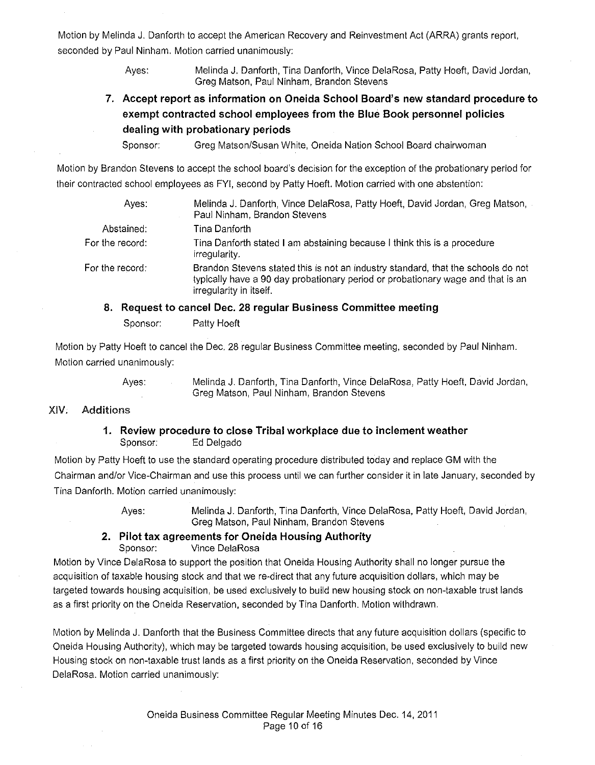Motion by Melinda J. Danforth to accept the American Recovery and Reinvestment Act (ARRA) grants report, seconded by Paul Ninham. Motion carried unanimously:

Ayes: Melinda J. Danforth, Tina Danforth, Vince DelaRosa, Patty Hoeft, David Jordan, Greg Matson, Paul Ninham, Brandon Stevens

### 7. Accept report as information on Oneida School Board's new standard procedure to exempt contracted school employees from the Blue Book personnel policies dealing with probationary periods

Sponsor: Greg Matson/Susan White, Oneida Nation School Board chairwoman

Motion by Brandon Stevens to accept the school board's decision for the exception of the probationary period for their contracted school employees as FYI, second by Patty Hoeft. Motion carried with one abstention:

Ayes: Melinda J. Danforth, Vince DelaRosa, Patty Hoeft, David Jordan, Greg Matson, Paul Ninham, Brandon Stevens

Abstained: Tina Danforth

For the record: Tina Danforth stated I am abstaining because I think this is a procedure irregularity.

For the record: Brandon Stevens stated this is not an industry standard, that the schools do not typically have a 90 day probationary period or probationary wage and that is an irregularity in itself.

### 8. Request to cancel Dec. 28 regular Business Committee meeting

Sponsor: Patty Hoeft

Motion by Patty Hoeft to cancel the Dec. 28 regular Business Committee meeting, seconded by Paul Ninham. Motion carried unanimously:

Ayes: Melinda J. Danforth, Tina Danforth, Vince DelaRosa, Patty Hoeft, David Jordan, Greg Matson, Paul Ninham, Brandon Stevens

## XIV. Additions

### 1. Review procedure to close Tribal workplace due to inclement weather

Sponsor: Ed Delgado

Motion by Patty Hoeft to use the standard operating procedure distributed today and replace GM with the Chairman and/or Vice-Chairman and use this process until we can further consider it in late January, seconded by Tina Danforth. Motion carried unanimously:

Ayes: Melinda J. Danforth, Tina Danforth, Vince DelaRosa, Patty Hoeft, David Jordan, Greg Matson, Paul Ninham, Brandon Stevens

### 2. Pilot tax agreements for Oneida Housing Authority

Sponsor: Vince DelaRosa

Motion by Vince DelaRosa to support the position that Oneida Housing Authority shall no longer pursue the acquisition of taxable housing stock and that we re-direct that any future acquisition dollars, which may be targeted towards housing acquisition, be used exclusively to build new housing stock on non-taxable trust lands as a first priority on the Oneida Reservation, seconded by Tina Danforth. Motion withdrawn.

Motion by Melinda J. Danforth that the Business Committee directs that any future acquisition dollars (specific to Oneida Housing Authority), which may be targeted towards housing acquisition, be used exclusively to build new Housing stock on non-taxable trust lands as a first priority on the Oneida Reservation, seconded by Vince DelaRosa. Motion carried unanimously: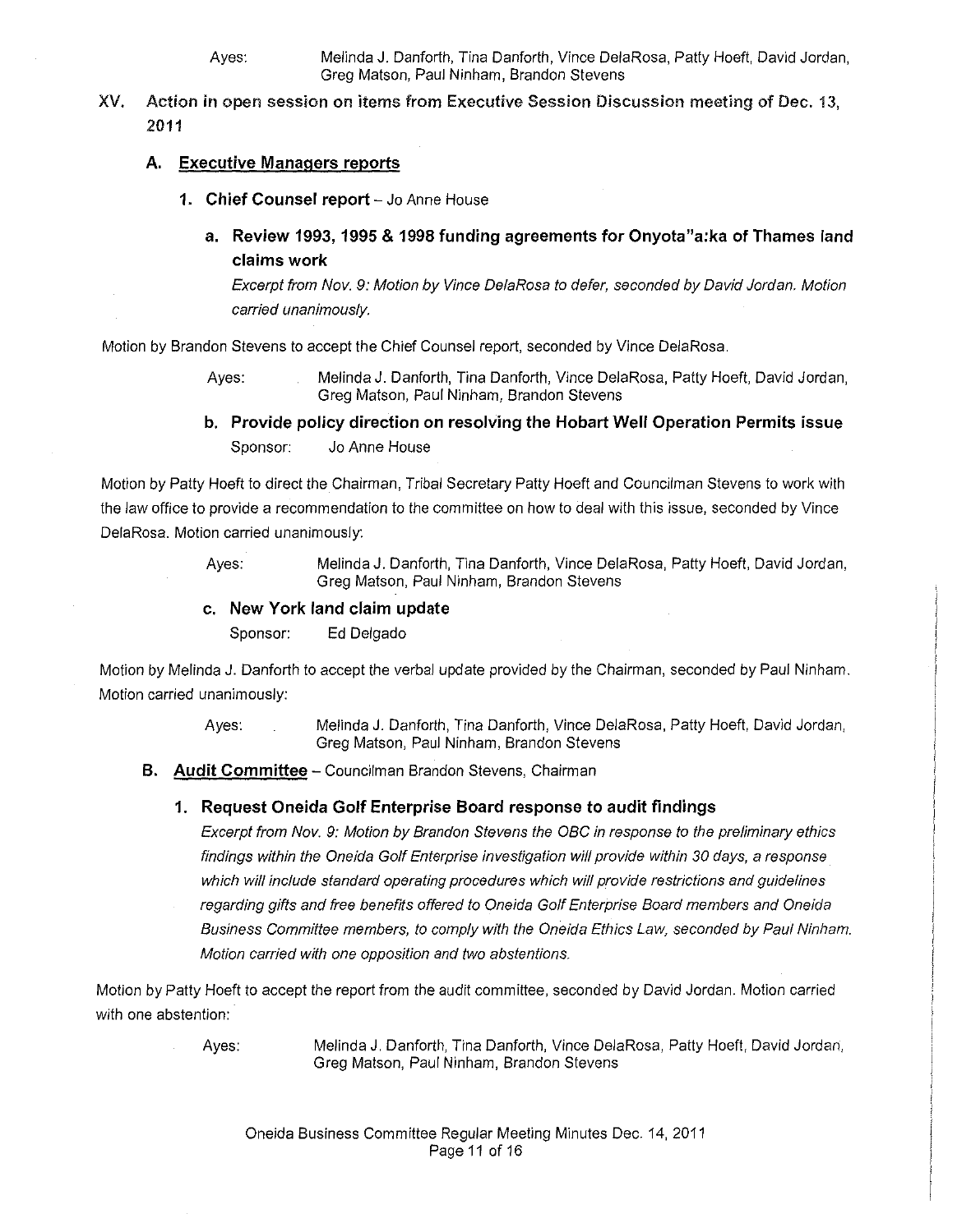Ayes: Melinda J. Danforth, Tina Danforth, Vince DelaRosa, Patty Hoeft, David Jordan, Greg Matson, Paul Ninham, Brandon Stevens

## XV. Action in open session on items from Executive Session Discussion meeting of Dec. 13, 2011

### A. Executive Managers reports

#### 1. Chief Counsel report – Jo Anne House

##### a. Review 1993, 1995 & 1998 funding agreements for Onyota"a:ka of Thames land claims work

*Excerpt from Nov. 9: Motion by Vince DelaRosa to defer, seconded by David Jordan. Motion carried unanimously.*

Motion by Brandon Stevens to accept the Chief Counsel report, seconded by Vince DelaRosa.

Ayes: Melinda J. Danforth, Tina Danforth, Vince DelaRosa, Patty Hoeft, David Jordan, Greg Matson, Paul Ninham, Brandon Stevens

##### b. Provide policy direction on resolving the Hobart Well Operation Permits issue

Sponsor: Jo Anne House

Motion by Patty Hoeft to direct the Chairman, Tribal Secretary Patty Hoeft and Councilman Stevens to work with the law office to provide a recommendation to the committee on how to deal with this issue, seconded by Vince DelaRosa. Motion carried unanimously:

Ayes: Melinda J. Danforth, Tina Danforth, Vince DelaRosa, Patty Hoeft, David Jordan, Greg Matson, Paul Ninham, Brandon Stevens

##### c. New York land claim update

Sponsor: Ed Delgado

Motion by Melinda J. Danforth to accept the verbal update provided by the Chairman, seconded by Paul Ninham. Motion carried unanimously:

Ayes: Melinda J. Danforth, Tina Danforth, Vince DelaRosa, Patty Hoeft, David Jordan, Greg Matson, Paul Ninham, Brandon Stevens

### B. Audit Committee – Councilman Brandon Stevens, Chairman

#### 1. Request Oneida Golf Enterprise Board response to audit findings

*Excerpt from Nov. 9: Motion by Brandon Stevens the OBC in response to the preliminary ethics findings within the Oneida Golf Enterprise investigation will provide within 30 days, a response which will include standard operating procedures which will provide restrictions and guidelines regarding gifts and free benefits offered to Oneida Golf Enterprise Board members and Oneida Business Committee members, to comply with the Oneida Ethics Law, seconded by Paul Ninham. Motion carried with one opposition and two abstentions.*

Motion by Patty Hoeft to accept the report from the audit committee, seconded by David Jordan. Motion carried with one abstention:

Ayes: Melinda J. Danforth, Tina Danforth, Vince DelaRosa, Patty Hoeft, David Jordan, Greg Matson, Paul Ninham, Brandon Stevens

Oneida Business Committee Regular Meeting Minutes Dec. 14, 2011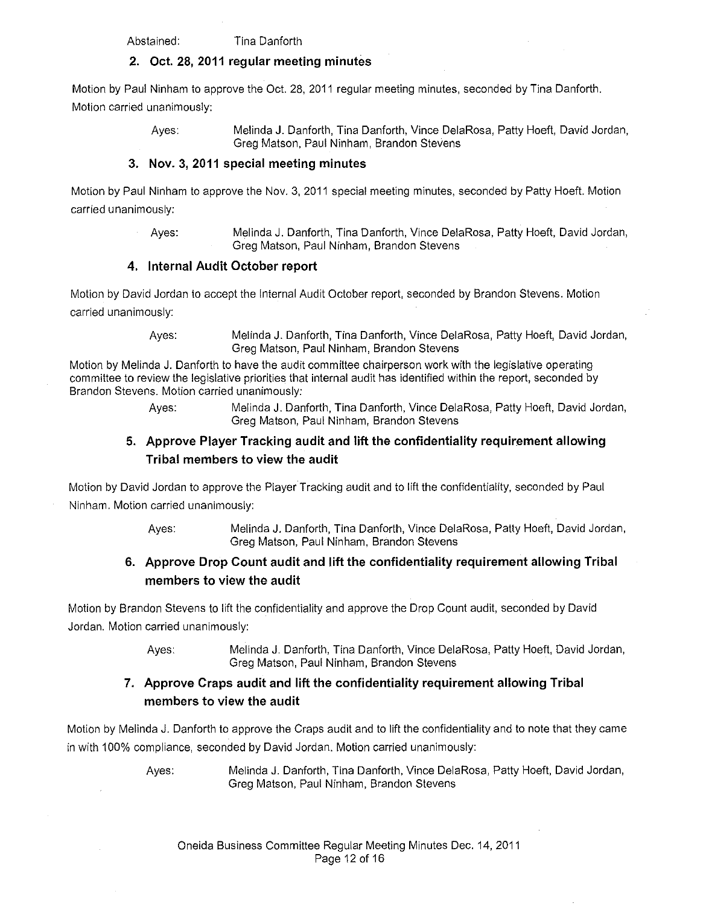Abstained: Tina Danforth

### 2. Oct. 28, 2011 regular meeting minutes

Motion by Paul Ninham to approve the Oct. 28, 2011 regular meeting minutes, seconded by Tina Danforth. Motion carried unanimously:

Ayes: Melinda J. Danforth, Tina Danforth, Vince DelaRosa, Patty Hoeft, David Jordan, Greg Matson, Paul Ninham, Brandon Stevens

### 3. Nov. 3, 2011 special meeting minutes

Motion by Paul Ninham to approve the Nov. 3, 2011 special meeting minutes, seconded by Patty Hoeft. Motion carried unanimously:

Ayes: Melinda J. Danforth, Tina Danforth, Vince DelaRosa, Patty Hoeft, David Jordan, Greg Matson, Paul Ninham, Brandon Stevens

### 4. Internal Audit October report

Motion by David Jordan to accept the Internal Audit October report, seconded by Brandon Stevens. Motion carried unanimously:

Ayes: Melinda J. Danforth, Tina Danforth, Vince DelaRosa, Patty Hoeft, David Jordan, Greg Matson, Paul Ninham, Brandon Stevens

Motion by Melinda J. Danforth to have the audit committee chairperson work with the legislative operating committee to review the legislative priorities that internal audit has identified within the report, seconded by Brandon Stevens. Motion carried unanimously:

Ayes: Melinda J. Danforth, Tina Danforth, Vince DelaRosa, Patty Hoeft, David Jordan, Greg Matson, Paul Ninham, Brandon Stevens

### 5. Approve Player Tracking audit and lift the confidentiality requirement allowing Tribal members to view the audit

Motion by David Jordan to approve the Player Tracking audit and to lift the confidentiality, seconded by Paul Ninham. Motion carried unanimously:

Ayes: Melinda J. Danforth, Tina Danforth, Vince DelaRosa, Patty Hoeft, David Jordan, Greg Matson, Paul Ninham, Brandon Stevens

### 6. Approve Drop Count audit and lift the confidentiality requirement allowing Tribal members to view the audit

Motion by Brandon Stevens to lift the confidentiality and approve the Drop Count audit, seconded by David Jordan. Motion carried unanimously:

Ayes: Melinda J. Danforth, Tina Danforth, Vince DelaRosa, Patty Hoeft, David Jordan, Greg Matson, Paul Ninham, Brandon Stevens

### 7. Approve Craps audit and lift the confidentiality requirement allowing Tribal members to view the audit

Motion by Melinda J. Danforth to approve the Craps audit and to lift the confidentiality and to note that they came in with 100% compliance, seconded by David Jordan. Motion carried unanimously:

Ayes: Melinda J. Danforth, Tina Danforth, Vince DelaRosa, Patty Hoeft, David Jordan, Greg Matson, Paul Ninham, Brandon Stevens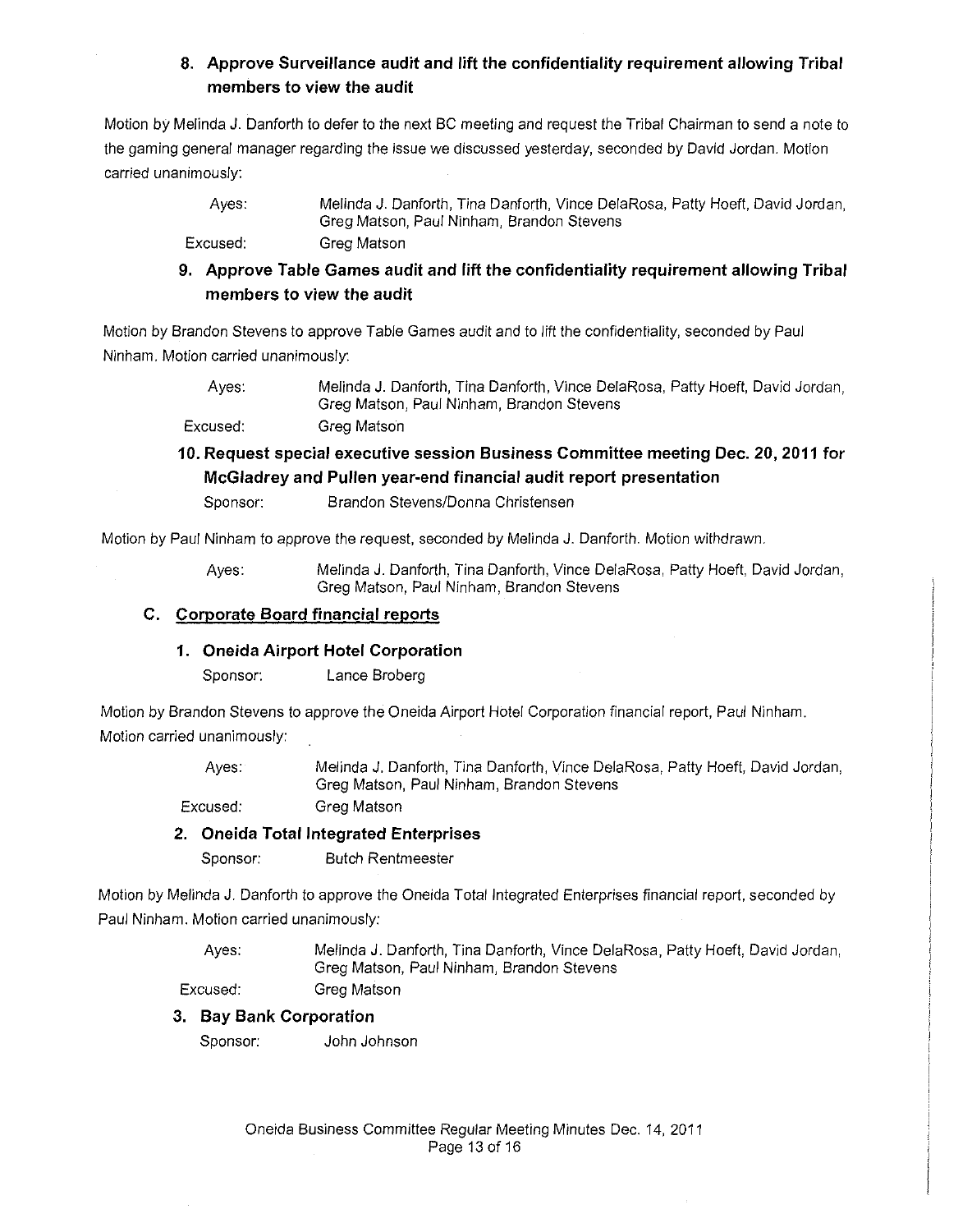### 8. Approve Surveillance audit and lift the confidentiality requirement allowing Tribal members to view the audit

Motion by Melinda J. Danforth to defer to the next BC meeting and request the Tribal Chairman to send a note to the gaming general manager regarding the issue we discussed yesterday, seconded by David Jordan. Motion carried unanimously:

Ayes: Melinda J. Danforth, Tina Danforth, Vince DelaRosa, Patty Hoeft, David Jordan, Greg Matson, Paul Ninham, Brandon Stevens

Excused: Greg Matson

### 9. Approve Table Games audit and lift the confidentiality requirement allowing Tribal members to view the audit

Motion by Brandon Stevens to approve Table Games audit and to lift the confidentiality, seconded by Paul Ninham. Motion carried unanimously:

Ayes: Melinda J. Danforth, Tina Danforth, Vince DelaRosa, Patty Hoeft, David Jordan, Greg Matson, Paul Ninham, Brandon Stevens

Excused: Greg Matson

### 10. Request special executive session Business Committee meeting Dec. 20, 2011 for McGladrey and Pullen year-end financial audit report presentation

Sponsor: Brandon Stevens/Donna Christensen

Motion by Paul Ninham to approve the request, seconded by Melinda J. Danforth. Motion withdrawn.

Ayes: Melinda J. Danforth, Tina Danforth, Vince DelaRosa, Patty Hoeft, David Jordan, Greg Matson, Paul Ninham, Brandon Stevens

## C. Corporate Board financial reports

### 1. Oneida Airport Hotel Corporation

Sponsor: Lance Broberg

Motion by Brandon Stevens to approve the Oneida Airport Hotel Corporation financial report, Paul Ninham. Motion carried unanimously:

Ayes: Melinda J. Danforth, Tina Danforth, Vince DelaRosa, Patty Hoeft, David Jordan, Greg Matson, Paul Ninham, Brandon Stevens

Excused: Greg Matson

### 2. Oneida Total Integrated Enterprises

Sponsor: Butch Rentmeester

Motion by Melinda J. Danforth to approve the Oneida Total Integrated Enterprises financial report, seconded by Paul Ninham. Motion carried unanimously:

Ayes: Melinda J. Danforth, Tina Danforth, Vince DelaRosa, Patty Hoeft, David Jordan, Greg Matson, Paul Ninham, Brandon Stevens

Excused: Greg Matson

### 3. Bay Bank Corporation

Sponsor: John Johnson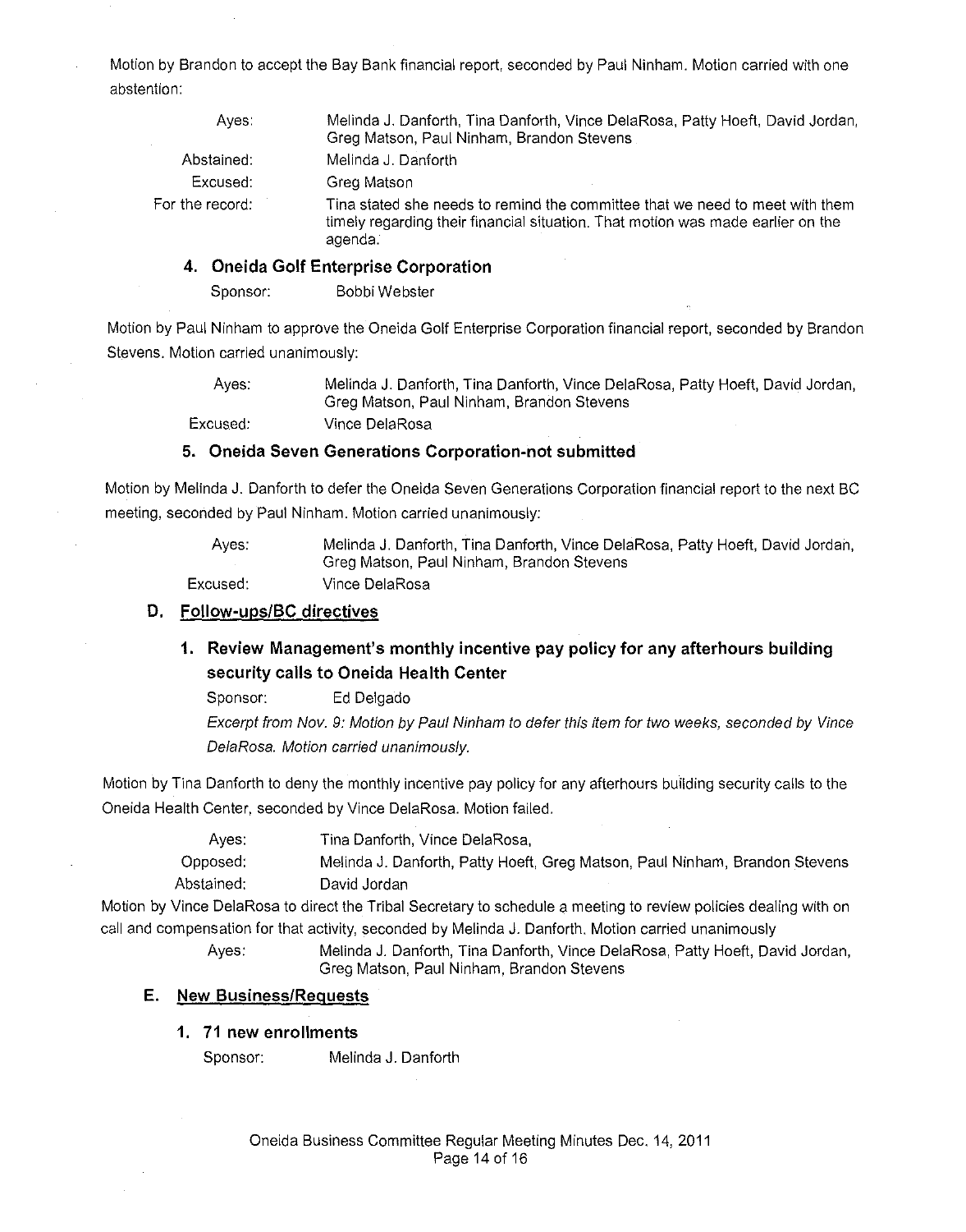Motion by Brandon to accept the Bay Bank financial report, seconded by Paul Ninham. Motion carried with one abstention:

| | |
|---|---|
| Ayes: | Melinda J. Danforth, Tina Danforth, Vince DelaRosa, Patty Hoeft, David Jordan, Greg Matson, Paul Ninham, Brandon Stevens |
| Abstained: | Melinda J. Danforth |
| Excused: | Greg Matson |
| For the record: | Tina stated she needs to remind the committee that we need to meet with them timely regarding their financial situation. That motion was made earlier on the agenda. |

### 4. Oneida Golf Enterprise Corporation

Sponsor: Bobbi Webster

Motion by Paul Ninham to approve the Oneida Golf Enterprise Corporation financial report, seconded by Brandon Stevens. Motion carried unanimously:

| | |
|---|---|
| Ayes: | Melinda J. Danforth, Tina Danforth, Vince DelaRosa, Patty Hoeft, David Jordan, Greg Matson, Paul Ninham, Brandon Stevens |
| Excused: | Vince DelaRosa |

### 5. Oneida Seven Generations Corporation-not submitted

Motion by Melinda J. Danforth to defer the Oneida Seven Generations Corporation financial report to the next BC meeting, seconded by Paul Ninham. Motion carried unanimously:

| | |
|---|---|
| Ayes: | Melinda J. Danforth, Tina Danforth, Vince DelaRosa, Patty Hoeft, David Jordan, Greg Matson, Paul Ninham, Brandon Stevens |
| Excused: | Vince DelaRosa |

## D. Follow-ups/BC directives

### 1. Review Management's monthly incentive pay policy for any afterhours building security calls to Oneida Health Center

Sponsor: Ed Delgado

*Excerpt from Nov. 9: Motion by Paul Ninham to defer this item for two weeks, seconded by Vince DelaRosa. Motion carried unanimously.*

Motion by Tina Danforth to deny the monthly incentive pay policy for any afterhours building security calls to the Oneida Health Center, seconded by Vince DelaRosa. Motion failed.

| | |
|---|---|
| Ayes: | Tina Danforth, Vince DelaRosa, |
| Opposed: | Melinda J. Danforth, Patty Hoeft, Greg Matson, Paul Ninham, Brandon Stevens |
| Abstained: | David Jordan |

Motion by Vince DelaRosa to direct the Tribal Secretary to schedule a meeting to review policies dealing with on call and compensation for that activity, seconded by Melinda J. Danforth. Motion carried unanimously

| | |
|---|---|
| Ayes: | Melinda J. Danforth, Tina Danforth, Vince DelaRosa, Patty Hoeft, David Jordan, Greg Matson, Paul Ninham, Brandon Stevens |

## E. New Business/Requests

### 1. 71 new enrollments

Sponsor: Melinda J. Danforth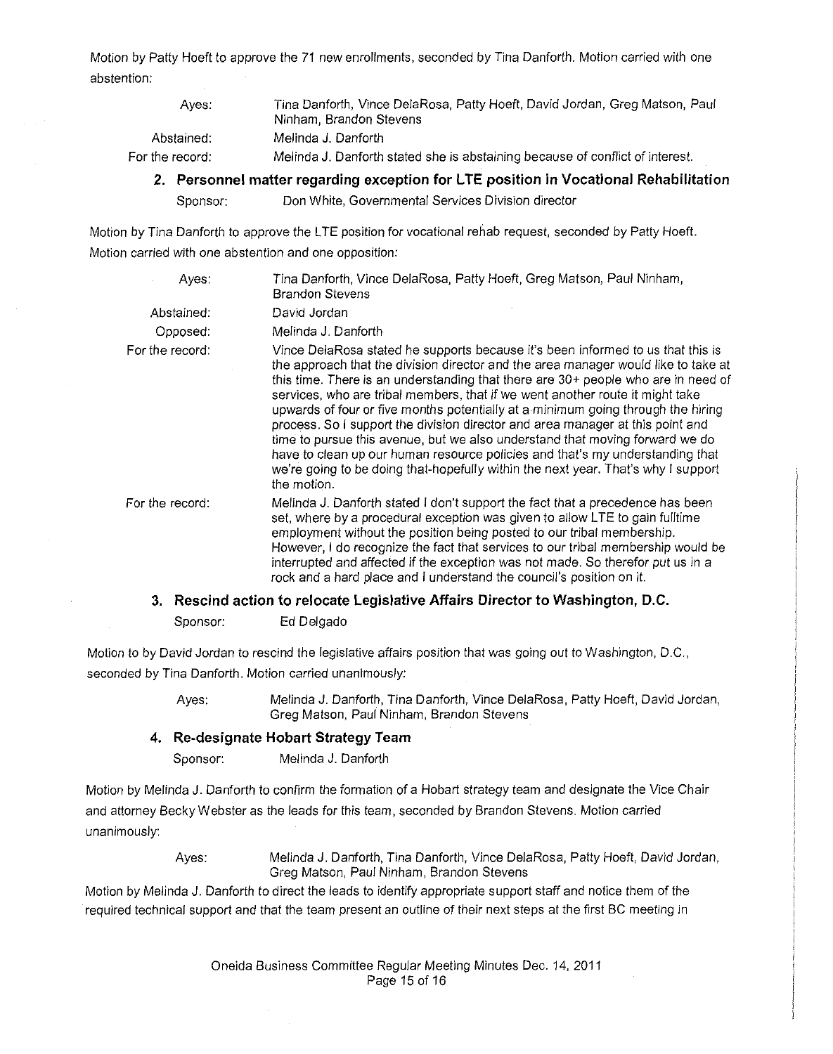Motion by Patty Hoeft to approve the 71 new enrollments, seconded by Tina Danforth. Motion carried with one abstention:

| | |
|---|---|
| Ayes: | Tina Danforth, Vince DelaRosa, Patty Hoeft, David Jordan, Greg Matson, Paul Ninham, Brandon Stevens |
| Abstained: | Melinda J. Danforth |
| For the record: | Melinda J. Danforth stated she is abstaining because of conflict of interest. |

### 2. Personnel matter regarding exception for LTE position in Vocational Rehabilitation

Sponsor: Don White, Governmental Services Division director

Motion by Tina Danforth to approve the LTE position for vocational rehab request, seconded by Patty Hoeft. Motion carried with one abstention and one opposition:

| | |
|---|---|
| Ayes: | Tina Danforth, Vince DelaRosa, Patty Hoeft, Greg Matson, Paul Ninham, Brandon Stevens |
| Abstained: | David Jordan |
| Opposed: | Melinda J. Danforth |
| For the record: | Vince DelaRosa stated he supports because it's been informed to us that this is the approach that the division director and the area manager would like to take at this time. There is an understanding that there are 30+ people who are in need of services, who are tribal members, that if we went another route it might take upwards of four or five months potentially at a minimum going through the hiring process. So I support the division director and area manager at this point and time to pursue this avenue, but we also understand that moving forward we do have to clean up our human resource policies and that's my understanding that we're going to be doing that-hopefully within the next year. That's why I support the motion. |
| For the record: | Melinda J. Danforth stated I don't support the fact that a precedence has been set, where by a procedural exception was given to allow LTE to gain fulltime employment without the position being posted to our tribal membership. However, I do recognize the fact that services to our tribal membership would be interrupted and affected if the exception was not made. So therefor put us in a rock and a hard place and I understand the council's position on it. |

### 3. Rescind action to relocate Legislative Affairs Director to Washington, D.C.

Sponsor: Ed Delgado

Motion to by David Jordan to rescind the legislative affairs position that was going out to Washington, D.C., seconded by Tina Danforth. Motion carried unanimously:

| | |
|---|---|
| Ayes: | Melinda J. Danforth, Tina Danforth, Vince DelaRosa, Patty Hoeft, David Jordan, Greg Matson, Paul Ninham, Brandon Stevens |

### 4. Re-designate Hobart Strategy Team

Sponsor: Melinda J. Danforth

Motion by Melinda J. Danforth to confirm the formation of a Hobart strategy team and designate the Vice Chair and attorney Becky Webster as the leads for this team, seconded by Brandon Stevens. Motion carried unanimously:

| | |
|---|---|
| Ayes: | Melinda J. Danforth, Tina Danforth, Vince DelaRosa, Patty Hoeft, David Jordan, Greg Matson, Paul Ninham, Brandon Stevens |

Motion by Melinda J. Danforth to direct the leads to identify appropriate support staff and notice them of the required technical support and that the team present an outline of their next steps at the first BC meeting in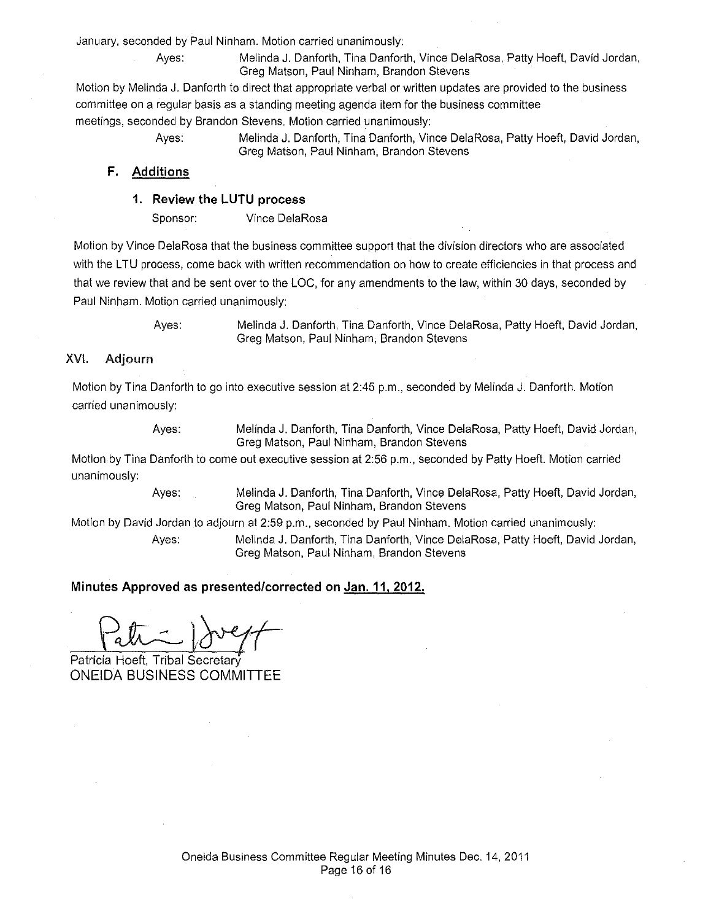January, seconded by Paul Ninham. Motion carried unanimously:

Ayes: Melinda J. Danforth, Tina Danforth, Vince DelaRosa, Patty Hoeft, David Jordan, Greg Matson, Paul Ninham, Brandon Stevens

Motion by Melinda J. Danforth to direct that appropriate verbal or written updates are provided to the business committee on a regular basis as a standing meeting agenda item for the business committee meetings, seconded by Brandon Stevens. Motion carried unanimously:

Ayes: Melinda J. Danforth, Tina Danforth, Vince DelaRosa, Patty Hoeft, David Jordan, Greg Matson, Paul Ninham, Brandon Stevens

### F. Additions

#### 1. Review the LUTU process

Sponsor: Vince DelaRosa

Motion by Vince DelaRosa that the business committee support that the division directors who are associated with the LTU process, come back with written recommendation on how to create efficiencies in that process and that we review that and be sent over to the LOC, for any amendments to the law, within 30 days, seconded by Paul Ninham. Motion carried unanimously:

Ayes: Melinda J. Danforth, Tina Danforth, Vince DelaRosa, Patty Hoeft, David Jordan, Greg Matson, Paul Ninham, Brandon Stevens

## XVI. Adjourn

Motion by Tina Danforth to go into executive session at 2:45 p.m., seconded by Melinda J. Danforth. Motion carried unanimously:

Ayes: Melinda J. Danforth, Tina Danforth, Vince DelaRosa, Patty Hoeft, David Jordan, Greg Matson, Paul Ninham, Brandon Stevens

Motion by Tina Danforth to come out executive session at 2:56 p.m., seconded by Patty Hoeft. Motion carried unanimously:

Ayes: Melinda J. Danforth, Tina Danforth, Vince DelaRosa, Patty Hoeft, David Jordan, Greg Matson, Paul Ninham, Brandon Stevens

Motion by David Jordan to adjourn at 2:59 p.m., seconded by Paul Ninham. Motion carried unanimously:

Ayes: Melinda J. Danforth, Tina Danforth, Vince DelaRosa, Patty Hoeft, David Jordan, Greg Matson, Paul Ninham, Brandon Stevens

**Minutes Approved as presented/corrected on Jan. 11, 2012.**

Patricia Hoeft, Tribal Secretary
ONEIDA BUSINESS COMMITTEE